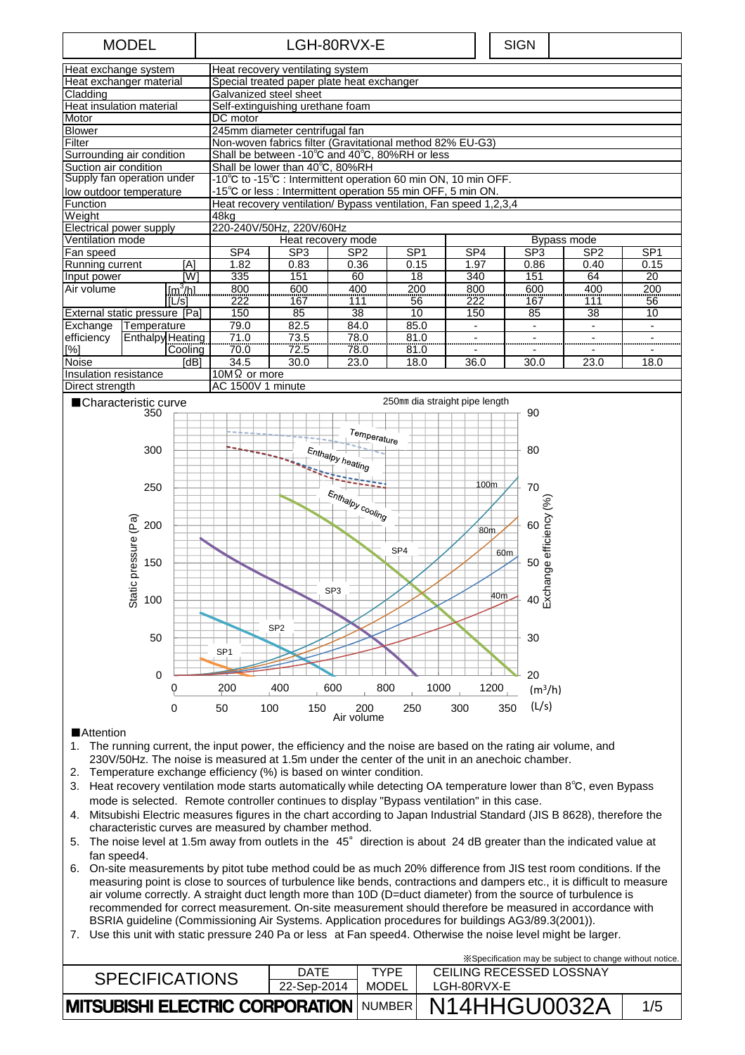| MODEL | LGH-80RVX-E | SIGN | |
|---|---|---|---|

| | | | | | | | | | |
|---|---|---|---|---|---|---|---|---|---|
| Heat exchange system | | Heat recovery ventilating system | | | | | | | |
| Heat exchanger material | | Special treated paper plate heat exchanger | | | | | | | |
| Cladding | | Galvanized steel sheet | | | | | | | |
| Heat insulation material | | Self-extinguishing urethane foam | | | | | | | |
| Motor | | DC motor | | | | | | | |
| Blower | | 245mm diameter centrifugal fan | | | | | | | |
| Filter | | Non-woven fabrics filter (Gravitational method 82% EU-G3) | | | | | | | |
| Surrounding air condition | | Shall be between -10℃ and 40℃, 80%RH or less | | | | | | | |
| Suction air condition | | Shall be lower than 40℃, 80%RH | | | | | | | |
| Supply fan operation under low outdoor temperature | | -10℃ to -15℃ : Intermittent operation 60 min ON, 10 min OFF. -15℃ or less : Intermittent operation 55 min OFF, 5 min ON. | | | | | | | |
| Function | | Heat recovery ventilation/ Bypass ventilation, Fan speed 1,2,3,4 | | | | | | | |
| Weight | | 48kg | | | | | | | |
| Electrical power supply | | 220-240V/50Hz, 220V/60Hz | | | | | | | |
| Ventilation mode | | Heat recovery mode | | | | Bypass mode | | | |
| Fan speed | | SP4 | SP3 | SP2 | SP1 | SP4 | SP3 | SP2 | SP1 |
| Running current | [A] | 1.82 | 0.83 | 0.36 | 0.15 | 1.97 | 0.86 | 0.40 | 0.15 |
| Input power | [W] | 335 | 151 | 60 | 18 | 340 | 151 | 64 | 20 |
| Air volume | [m³/h] | 800 | 600 | 400 | 200 | 800 | 600 | 400 | 200 |
| | [L/s] | 222 | 167 | 111 | 56 | 222 | 167 | 111 | 56 |
| External static pressure | [Pa] | 150 | 85 | 38 | 10 | 150 | 85 | 38 | 10 |
| Exchange efficiency [%] | Temperature | 79.0 | 82.5 | 84.0 | 85.0 | - | - | - | - |
| | Enthalpy Heating | 71.0 | 73.5 | 78.0 | 81.0 | - | - | - | - |
| | Enthalpy Cooling | 70.0 | 72.5 | 78.0 | 81.0 | - | - | - | - |
| Noise | [dB] | 34.5 | 30.0 | 23.0 | 18.0 | 36.0 | 30.0 | 23.0 | 18.0 |
| Insulation resistance | | 10MΩ or more | | | | | | | |
| Direct strength | | AC 1500V 1 minute | | | | | | | |

■Characteristic curve

250㎜ dia straight pipe length

■Attention

1. The running current, the input power, the efficiency and the noise are based on the rating air volume, and 230V/50Hz. The noise is measured at 1.5m under the center of the unit in an anechoic chamber.
2. Temperature exchange efficiency (%) is based on winter condition.
3. Heat recovery ventilation mode starts automatically while detecting OA temperature lower than 8℃, even Bypass mode is selected. Remote controller continues to display "Bypass ventilation" in this case.
4. Mitsubishi Electric measures figures in the chart according to Japan Industrial Standard (JIS B 8628), therefore the characteristic curves are measured by chamber method.
5. The noise level at 1.5m away from outlets in the 45° direction is about 24 dB greater than the indicated value at fan speed4.
6. On-site measurements by pitot tube method could be as much 20% difference from JIS test room conditions. If the measuring point is close to sources of turbulence like bends, contractions and dampers etc., it is difficult to measure air volume correctly. A straight duct length more than 10D (D=duct diameter) from the source of turbulence is recommended for correct measurement. On-site measurement should therefore be measured in accordance with BSRIA guideline (Commissioning Air Systems. Application procedures for buildings AG3/89.3(2001)).
7. Use this unit with static pressure 240 Pa or less at Fan speed4. Otherwise the noise level might be larger.

※Specification may be subject to change without notice.

| SPECIFICATIONS | DATE | TYPE | CEILING RECESSED LOSSNAY |
|---|---|---|---|
| | 22-Sep-2014 | MODEL | LGH-80RVX-E |
| MITSUBISHI ELECTRIC CORPORATION | | NUMBER | N14HHGU0032A |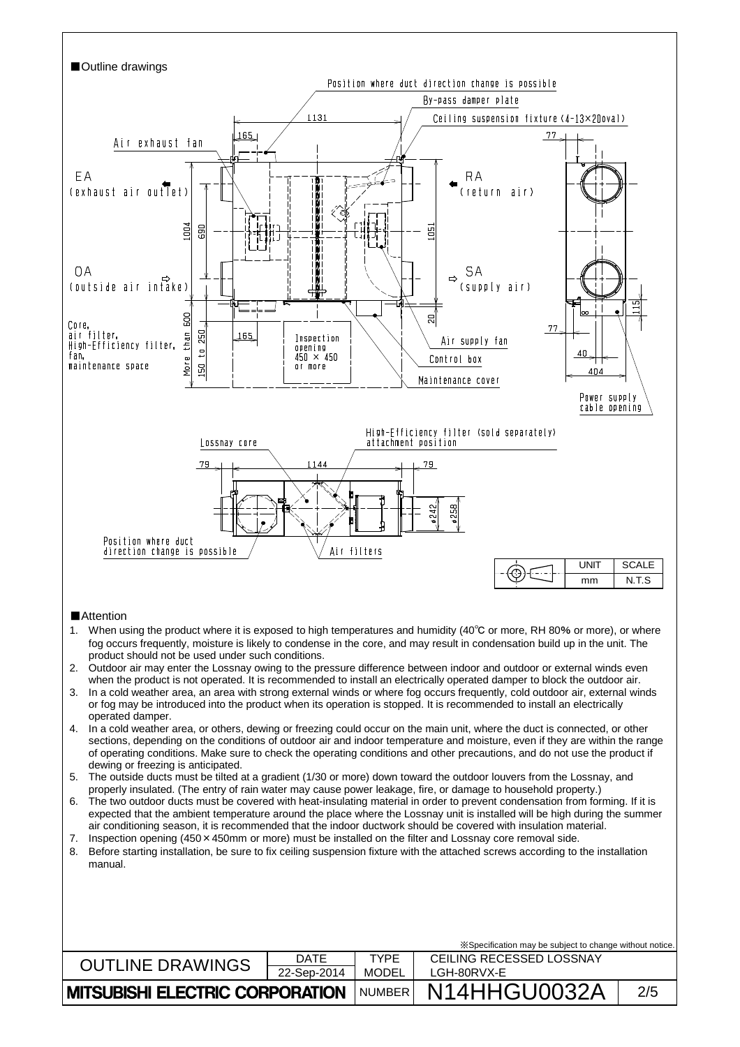## ■Outline drawings

Position where duct direction change is possible

By-pass damper plate

Ceiling suspension fixture (4-13×20oval)

Air exhaust fan

EA (exhaust air outlet)

RA (return air)

OA (outside air intake)

SA (supply air)

Core, air filter, High-Efficiency filter, fan, maintenance space

Inspection opening 450 × 450 or more

Air supply fan

Control box

Maintenance cover

Power supply cable opening

Lossnay core

High-Efficiency filter (sold separately) attachment position

Position where duct direction change is possible

Air filters

1131, 165, 77, 1004, 690, 1051, More than 600, 150 to 250, 165, 20, 77, 40, 404, 115, 8, 79, 1144, 79, ø242, ø258

| UNIT | SCALE |
| --- | --- |
| mm | N.T.S |

## ■Attention

1. When using the product where it is exposed to high temperatures and humidity (40℃ or more, RH 80% or more), or where fog occurs frequently, moisture is likely to condense in the core, and may result in condensation build up in the unit. The product should not be used under such conditions.
2. Outdoor air may enter the Lossnay owing to the pressure difference between indoor and outdoor or external winds even when the product is not operated. It is recommended to install an electrically operated damper to block the outdoor air.
3. In a cold weather area, an area with strong external winds or where fog occurs frequently, cold outdoor air, external winds or fog may be introduced into the product when its operation is stopped. It is recommended to install an electrically operated damper.
4. In a cold weather area, or others, dewing or freezing could occur on the main unit, where the duct is connected, or other sections, depending on the conditions of outdoor air and indoor temperature and moisture, even if they are within the range of operating conditions. Make sure to check the operating conditions and other precautions, and do not use the product if dewing or freezing is anticipated.
5. The outside ducts must be tilted at a gradient (1/30 or more) down toward the outdoor louvers from the Lossnay, and properly insulated. (The entry of rain water may cause power leakage, fire, or damage to household property.)
6. The two outdoor ducts must be covered with heat-insulating material in order to prevent condensation from forming. If it is expected that the ambient temperature around the place where the Lossnay unit is installed will be high during the summer air conditioning season, it is recommended that the indoor ductwork should be covered with insulation material.
7. Inspection opening (450×450mm or more) must be installed on the filter and Lossnay core removal side.
8. Before starting installation, be sure to fix ceiling suspension fixture with the attached screws according to the installation manual.

※Specification may be subject to change without notice.

| OUTLINE DRAWINGS | DATE | TYPE | CEILING RECESSED LOSSNAY |
| --- | --- | --- | --- |
| | 22-Sep-2014 | MODEL | LGH-80RVX-E |
| MITSUBISHI ELECTRIC CORPORATION | | NUMBER | N14HHGU0032A |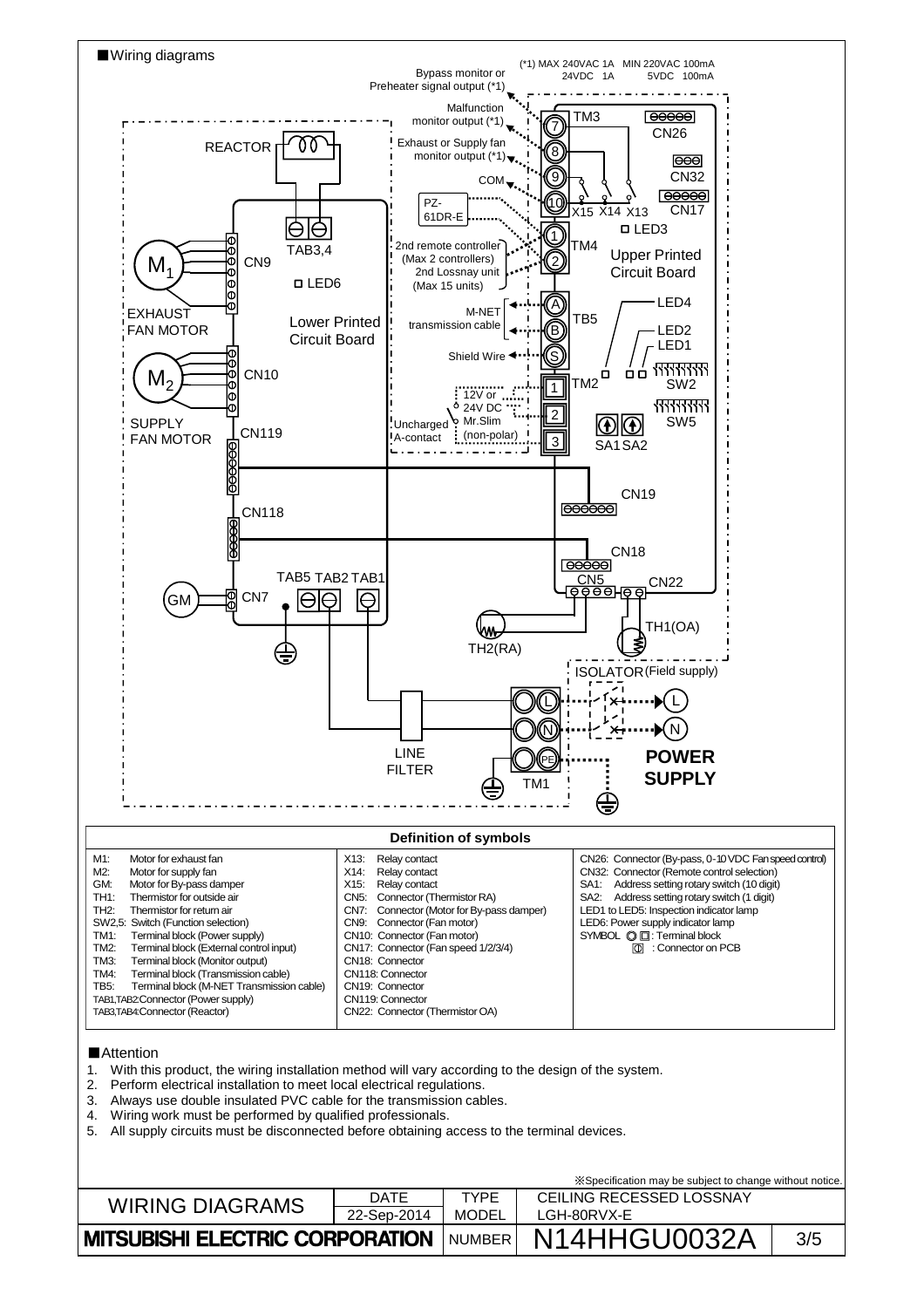## ■Wiring diagrams

(*1) MAX 240VAC 1A MIN 220VAC 100mA
24VDC 1A 5VDC 100mA

Bypass monitor or Preheater signal output (*1)
Malfunction monitor output (*1)
Exhaust or Supply fan monitor output (*1)
COM
PZ-61DR-E
2nd remote controller (Max 2 controllers)
2nd Lossnay unit (Max 15 units)
M-NET transmission cable
Shield Wire
12V or 24V DC
Uncharged A-contact
Mr.Slim (non-polar)

TM3: 7, 8, 9, 10 — X15 X14 X13
TM4: 1, 2
TB5: A, B, S
TM2: 1, 2, 3

CN26, CN32, CN17, LED3, Upper Printed Circuit Board, LED4, LED2, LED1, SW2, SW5, SA1 SA2

REACTOR, TAB3,4, M1 CN9, LED6, EXHAUST FAN MOTOR, Lower Printed Circuit Board, M2 CN10, SUPPLY FAN MOTOR, CN119, CN118, GM CN7, TAB5 TAB2 TAB1

CN19, CN18, CN5, CN22, TH2(RA), TH1(OA)

ISOLATOR (Field supply), LINE FILTER, TM1 (L, N, PE), POWER SUPPLY (L, N)

### Definition of symbols

| | | |
|---|---|---|
| M1: Motor for exhaust fan | X13: Relay contact | CN26: Connector (By-pass, 0-10 VDC Fan speed control) |
| M2: Motor for supply fan | X14: Relay contact | CN32: Connector (Remote control selection) |
| GM: Motor for By-pass damper | X15: Relay contact | SA1: Address setting rotary switch (10 digit) |
| TH1: Thermistor for outside air | CN5: Connector (Thermistor RA) | SA2: Address setting rotary switch (1 digit) |
| TH2: Thermistor for return air | CN7: Connector (Motor for By-pass damper) | LED1 to LED5: Inspection indicator lamp |
| SW2,5: Switch (Function selection) | CN9: Connector (Fan motor) | LED6: Power supply indicator lamp |
| TM1: Terminal block (Power supply) | CN10: Connector (Fan motor) | SYMBOL ◎ □: Terminal block |
| TM2: Terminal block (External control input) | CN17: Connector (Fan speed 1/2/3/4) | ⏀ : Connector on PCB |
| TM3: Terminal block (Monitor output) | CN18: Connector | |
| TM4: Terminal block (Transmission cable) | CN118: Connector | |
| TB5: Terminal block (M-NET Transmission cable) | CN19: Connector | |
| TAB1,TAB2: Connector (Power supply) | CN119: Connector | |
| TAB3,TAB4: Connector (Reactor) | CN22: Connector (Thermistor OA) | |

## ■Attention

1. With this product, the wiring installation method will vary according to the design of the system.
2. Perform electrical installation to meet local electrical regulations.
3. Always use double insulated PVC cable for the transmission cables.
4. Wiring work must be performed by qualified professionals.
5. All supply circuits must be disconnected before obtaining access to the terminal devices.

※Specification may be subject to change without notice.

| WIRING DIAGRAMS | DATE: 22-Sep-2014 | TYPE MODEL | CEILING RECESSED LOSSNAY LGH-80RVX-E | |
|---|---|---|---|---|
| MITSUBISHI ELECTRIC CORPORATION | | NUMBER | N14HHGU0032A | 3/5 |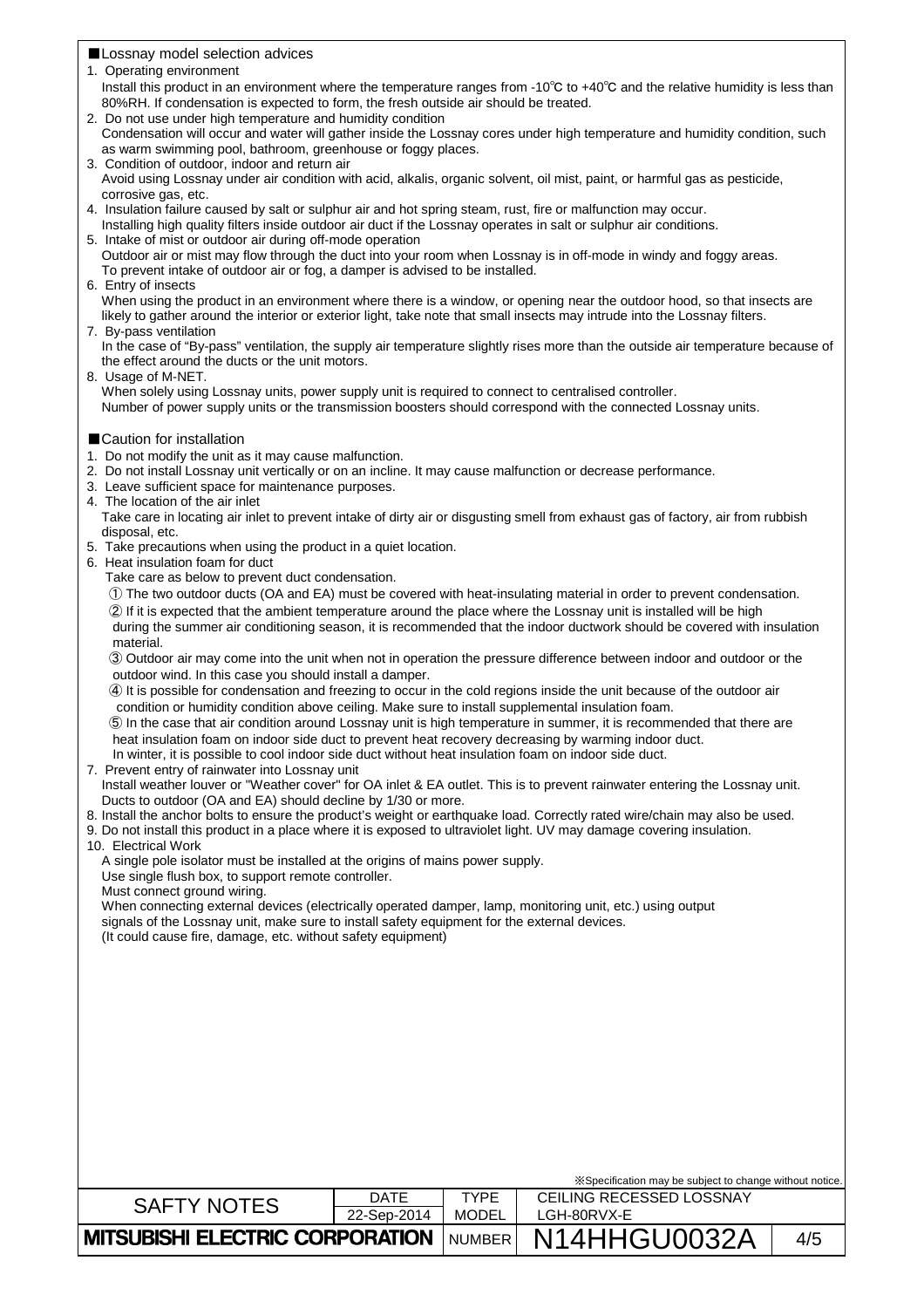## ■Lossnay model selection advices

1. Operating environment
   Install this product in an environment where the temperature ranges from -10℃ to +40℃ and the relative humidity is less than 80%RH. If condensation is expected to form, the fresh outside air should be treated.
2. Do not use under high temperature and humidity condition
   Condensation will occur and water will gather inside the Lossnay cores under high temperature and humidity condition, such as warm swimming pool, bathroom, greenhouse or foggy places.
3. Condition of outdoor, indoor and return air
   Avoid using Lossnay under air condition with acid, alkalis, organic solvent, oil mist, paint, or harmful gas as pesticide, corrosive gas, etc.
4. Insulation failure caused by salt or sulphur air and hot spring steam, rust, fire or malfunction may occur.
   Installing high quality filters inside outdoor air duct if the Lossnay operates in salt or sulphur air conditions.
5. Intake of mist or outdoor air during off-mode operation
   Outdoor air or mist may flow through the duct into your room when Lossnay is in off-mode in windy and foggy areas.
   To prevent intake of outdoor air or fog, a damper is advised to be installed.
6. Entry of insects
   When using the product in an environment where there is a window, or opening near the outdoor hood, so that insects are likely to gather around the interior or exterior light, take note that small insects may intrude into the Lossnay filters.
7. By-pass ventilation
   In the case of "By-pass" ventilation, the supply air temperature slightly rises more than the outside air temperature because of the effect around the ducts or the unit motors.
8. Usage of M-NET.
   When solely using Lossnay units, power supply unit is required to connect to centralised controller.
   Number of power supply units or the transmission boosters should correspond with the connected Lossnay units.

## ■Caution for installation

1. Do not modify the unit as it may cause malfunction.
2. Do not install Lossnay unit vertically or on an incline. It may cause malfunction or decrease performance.
3. Leave sufficient space for maintenance purposes.
4. The location of the air inlet
   Take care in locating air inlet to prevent intake of dirty air or disgusting smell from exhaust gas of factory, air from rubbish disposal, etc.
5. Take precautions when using the product in a quiet location.
6. Heat insulation foam for duct
   Take care as below to prevent duct condensation.
   ① The two outdoor ducts (OA and EA) must be covered with heat-insulating material in order to prevent condensation.
   ② If it is expected that the ambient temperature around the place where the Lossnay unit is installed will be high during the summer air conditioning season, it is recommended that the indoor ductwork should be covered with insulation material.
   ③ Outdoor air may come into the unit when not in operation the pressure difference between indoor and outdoor or the outdoor wind. In this case you should install a damper.
   ④ It is possible for condensation and freezing to occur in the cold regions inside the unit because of the outdoor air condition or humidity condition above ceiling. Make sure to install supplemental insulation foam.
   ⑤ In the case that air condition around Lossnay unit is high temperature in summer, it is recommended that there are heat insulation foam on indoor side duct to prevent heat recovery decreasing by warming indoor duct.
   In winter, it is possible to cool indoor side duct without heat insulation foam on indoor side duct.
7. Prevent entry of rainwater into Lossnay unit
   Install weather louver or "Weather cover" for OA inlet & EA outlet. This is to prevent rainwater entering the Lossnay unit.
   Ducts to outdoor (OA and EA) should decline by 1/30 or more.
8. Install the anchor bolts to ensure the product's weight or earthquake load. Correctly rated wire/chain may also be used.
9. Do not install this product in a place where it is exposed to ultraviolet light. UV may damage covering insulation.
10. Electrical Work
    A single pole isolator must be installed at the origins of mains power supply.
    Use single flush box, to support remote controller.
    Must connect ground wiring.
    When connecting external devices (electrically operated damper, lamp, monitoring unit, etc.) using output signals of the Lossnay unit, make sure to install safety equipment for the external devices.
    (It could cause fire, damage, etc. without safety equipment)

※Specification may be subject to change without notice.

| SAFTY NOTES | DATE | TYPE | CEILING RECESSED LOSSNAY |
|---|---|---|---|
| | 22-Sep-2014 | MODEL | LGH-80RVX-E |
| MITSUBISHI ELECTRIC CORPORATION | | NUMBER | N14HHGU0032A |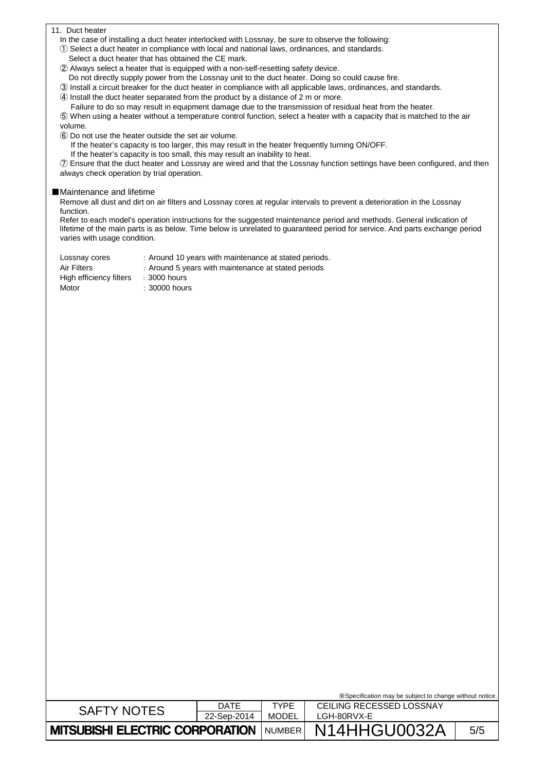11. Duct heater

In the case of installing a duct heater interlocked with Lossnay, be sure to observe the following:

① Select a duct heater in compliance with local and national laws, ordinances, and standards.
   Select a duct heater that has obtained the CE mark.

② Always select a heater that is equipped with a non-self-resetting safety device.
   Do not directly supply power from the Lossnay unit to the duct heater. Doing so could cause fire.

③ Install a circuit breaker for the duct heater in compliance with all applicable laws, ordinances, and standards.

④ Install the duct heater separated from the product by a distance of 2 m or more.
   Failure to do so may result in equipment damage due to the transmission of residual heat from the heater.

⑤ When using a heater without a temperature control function, select a heater with a capacity that is matched to the air volume.

⑥ Do not use the heater outside the set air volume.
   If the heater's capacity is too larger, this may result in the heater frequently turning ON/OFF.
   If the heater's capacity is too small, this may result an inability to heat.

⑦ Ensure that the duct heater and Lossnay are wired and that the Lossnay function settings have been configured, and then always check operation by trial operation.

■Maintenance and lifetime

Remove all dust and dirt on air filters and Lossnay cores at regular intervals to prevent a deterioration in the Lossnay function.

Refer to each model's operation instructions for the suggested maintenance period and methods. General indication of lifetime of the main parts is as below. Time below is unrelated to guaranteed period for service. And parts exchange period varies with usage condition.

| | |
|---|---|
| Lossnay cores | : Around 10 years with maintenance at stated periods. |
| Air Filters | : Around 5 years with maintenance at stated periods |
| High efficiency filters | : 3000 hours |
| Motor | : 30000 hours |

※Specification may be subject to change without notice.

| SAFTY NOTES | DATE 22-Sep-2014 | TYPE MODEL | CEILING RECESSED LOSSNAY LGH-80RVX-E | |
|---|---|---|---|---|
| MITSUBISHI ELECTRIC CORPORATION | | NUMBER | N14HHGU0032A | 5/5 |